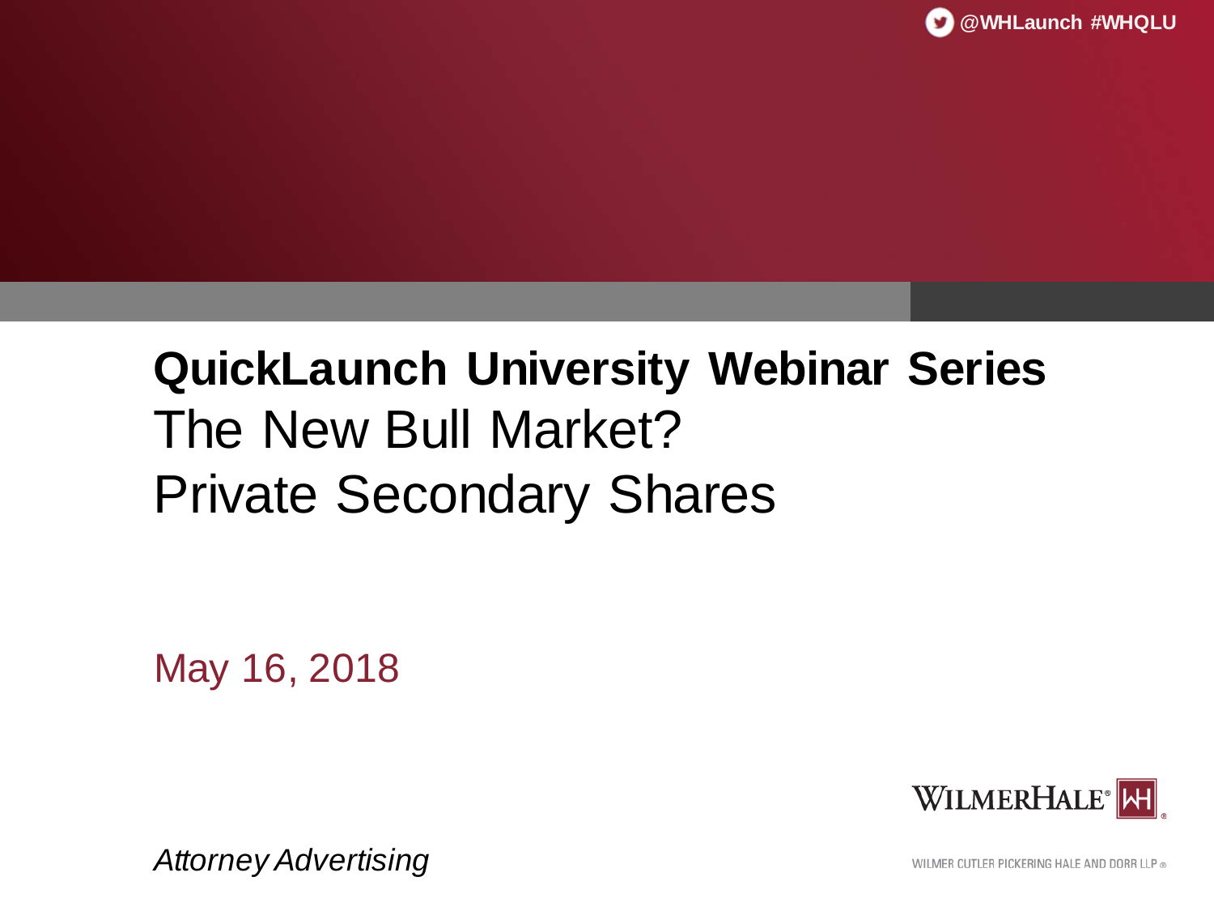@WHLaunch #WHQLU

# QuickLaunch University Webinar Series

## The New Bull Market? Private Secondary Shares

May 16, 2018

WILMERHALE®

WILMER CUTLER PICKERING HALE AND DORR LLP ®

*Attorney Advertising*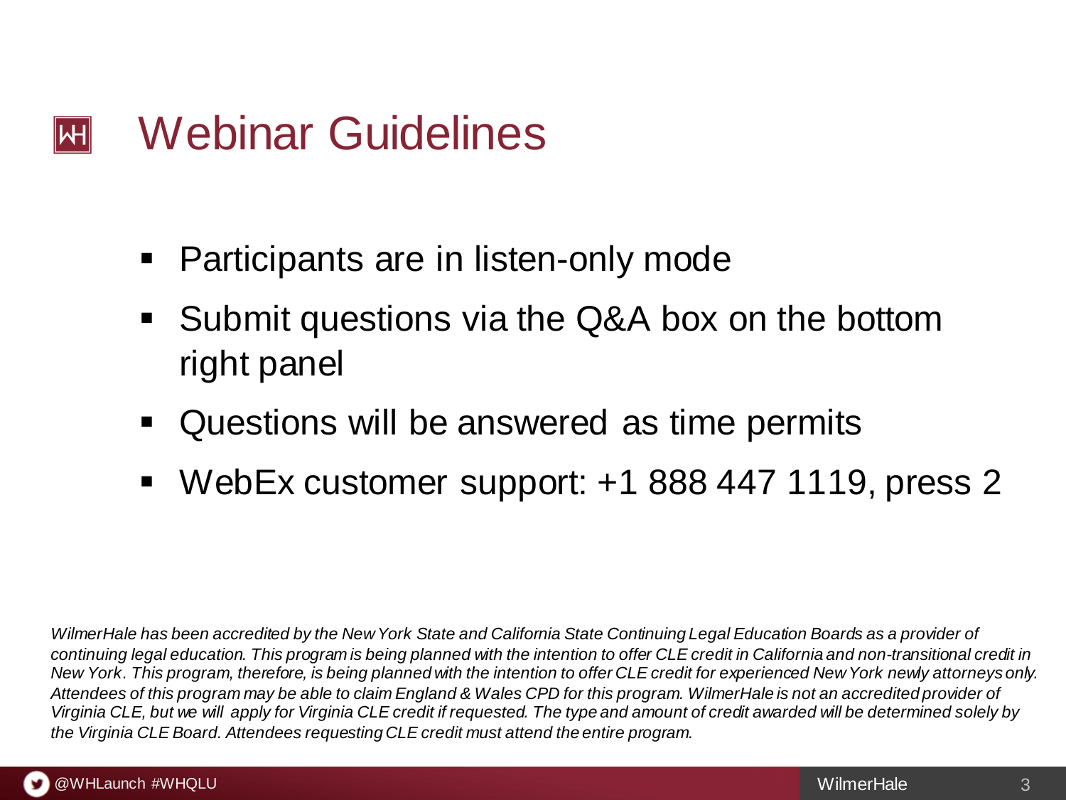# Webinar Guidelines

- Participants are in listen-only mode
- Submit questions via the Q&A box on the bottom right panel
- Questions will be answered as time permits
- WebEx customer support: +1 888 447 1119, press 2

*WilmerHale has been accredited by the New York State and California State Continuing Legal Education Boards as a provider of continuing legal education. This program is being planned with the intention to offer CLE credit in California and non-transitional credit in New York. This program, therefore, is being planned with the intention to offer CLE credit for experienced New York newly attorneys only. Attendees of this program may be able to claim England & Wales CPD for this program. WilmerHale is not an accredited provider of Virginia CLE, but we will apply for Virginia CLE credit if requested. The type and amount of credit awarded will be determined solely by the Virginia CLE Board. Attendees requesting CLE credit must attend the entire program.*

@WHLaunch #WHQLU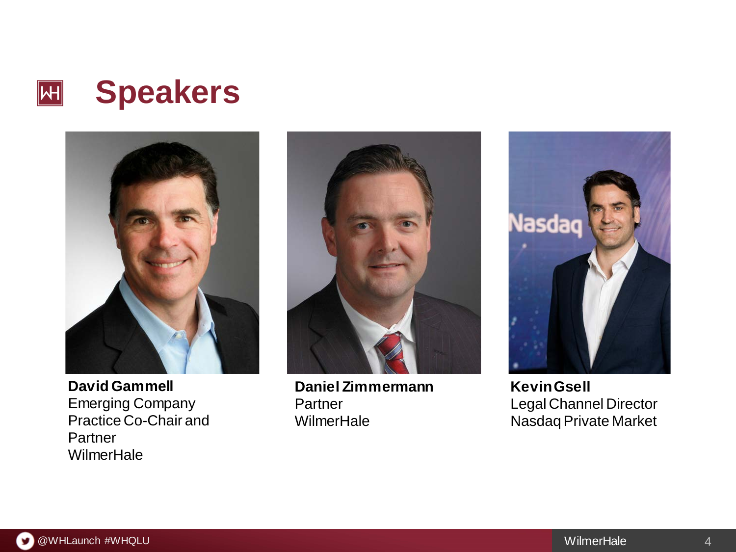# Speakers

**David Gammell**
Emerging Company Practice Co-Chair and Partner
WilmerHale

**Daniel Zimmermann**
Partner
WilmerHale

**Kevin Gsell**
Legal Channel Director
Nasdaq Private Market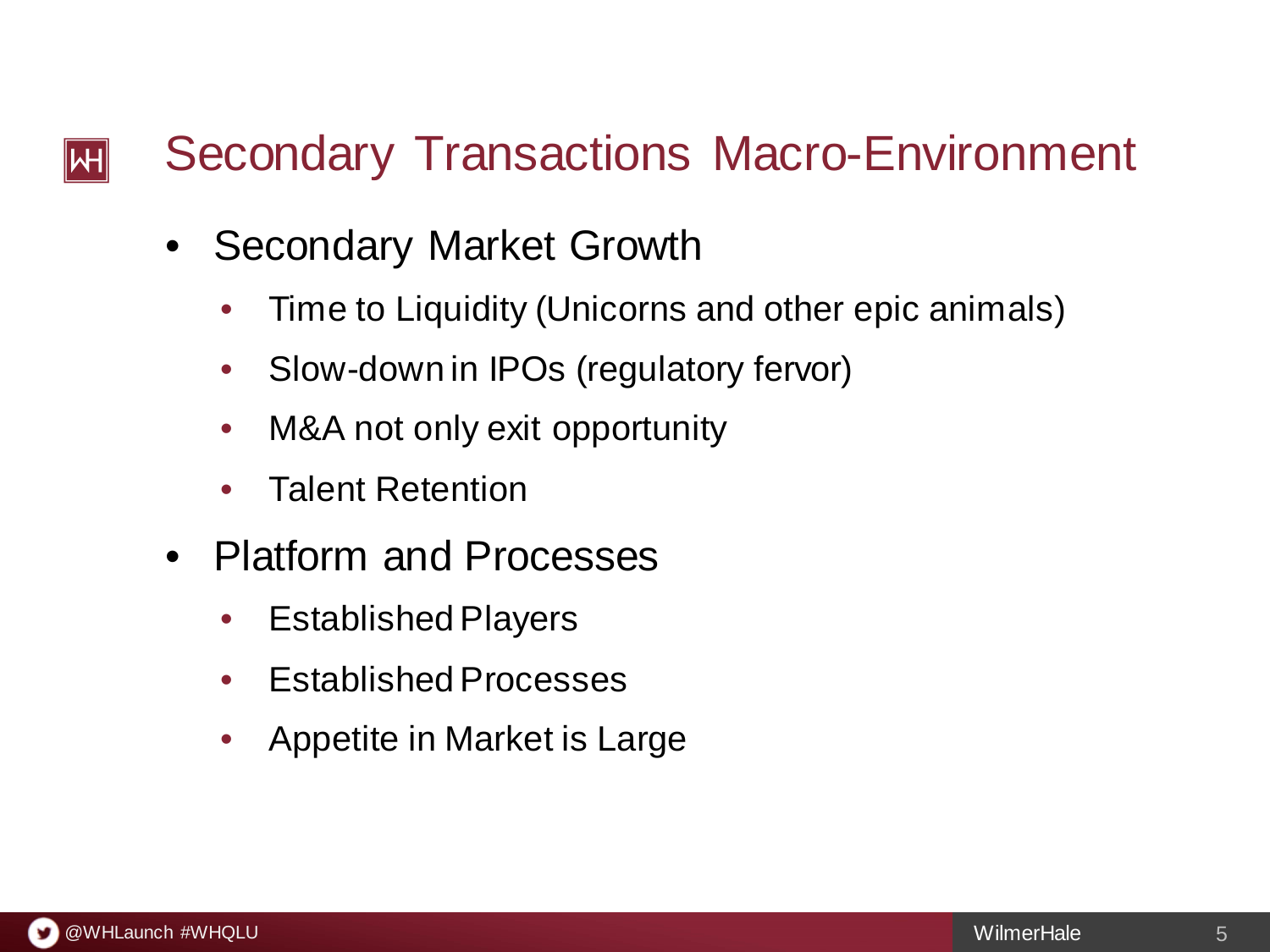# Secondary Transactions Macro-Environment

- Secondary Market Growth
  - Time to Liquidity (Unicorns and other epic animals)
  - Slow-down in IPOs (regulatory fervor)
  - M&A not only exit opportunity
  - Talent Retention
- Platform and Processes
  - Established Players
  - Established Processes
  - Appetite in Market is Large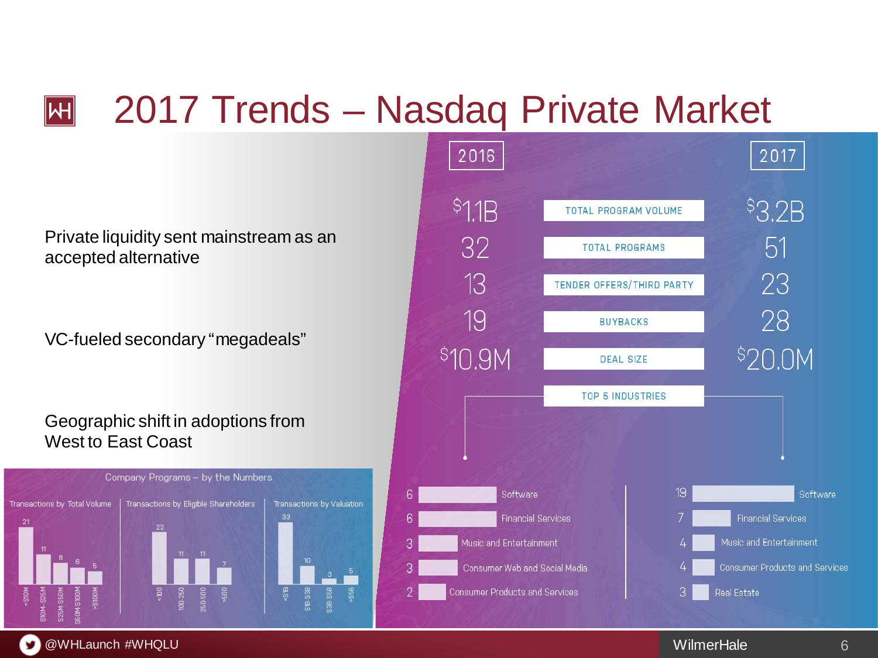# 2017 Trends – Nasdaq Private Market

Private liquidity sent mainstream as an accepted alternative

VC-fueled secondary "megadeals"

Geographic shift in adoptions from West to East Coast

## Company Programs – by the Numbers

**Transactions by Total Volume**

| <$10M | $10M-$25M | $25M-$50M | $50M-$100M | >$100M |
|---|---|---|---|---|
| 21 | 11 | 8 | 6 | 5 |

**Transactions by Eligible Shareholders**

| <100 | 100-250 | 250-500 | >500 |
|---|---|---|---|
| 22 | 11 | 11 | 7 |

**Transactions by Valuation**

| <$1B | $1B-$3B | $3B-$5B | >$5B |
|---|---|---|---|
| 33 | 10 | 3 | 5 |

| 2016 | | 2017 |
|---|---|---|
| $1.1B | TOTAL PROGRAM VOLUME | $3.2B |
| 32 | TOTAL PROGRAMS | 51 |
| 13 | TENDER OFFERS/THIRD PARTY | 23 |
| 19 | BUYBACKS | 28 |
| $10.9M | DEAL SIZE | $20.0M |

**TOP 5 INDUSTRIES**

| 2016 | | 2017 | |
|---|---|---|---|
| 6 | Software | 19 | Software |
| 6 | Financial Services | 7 | Financial Services |
| 3 | Music and Entertainment | 4 | Music and Entertainment |
| 3 | Consumer Web and Social Media | 4 | Consumer Products and Services |
| 2 | Consumer Products and Services | 3 | Real Estate |

@WHLaunch #WHQLU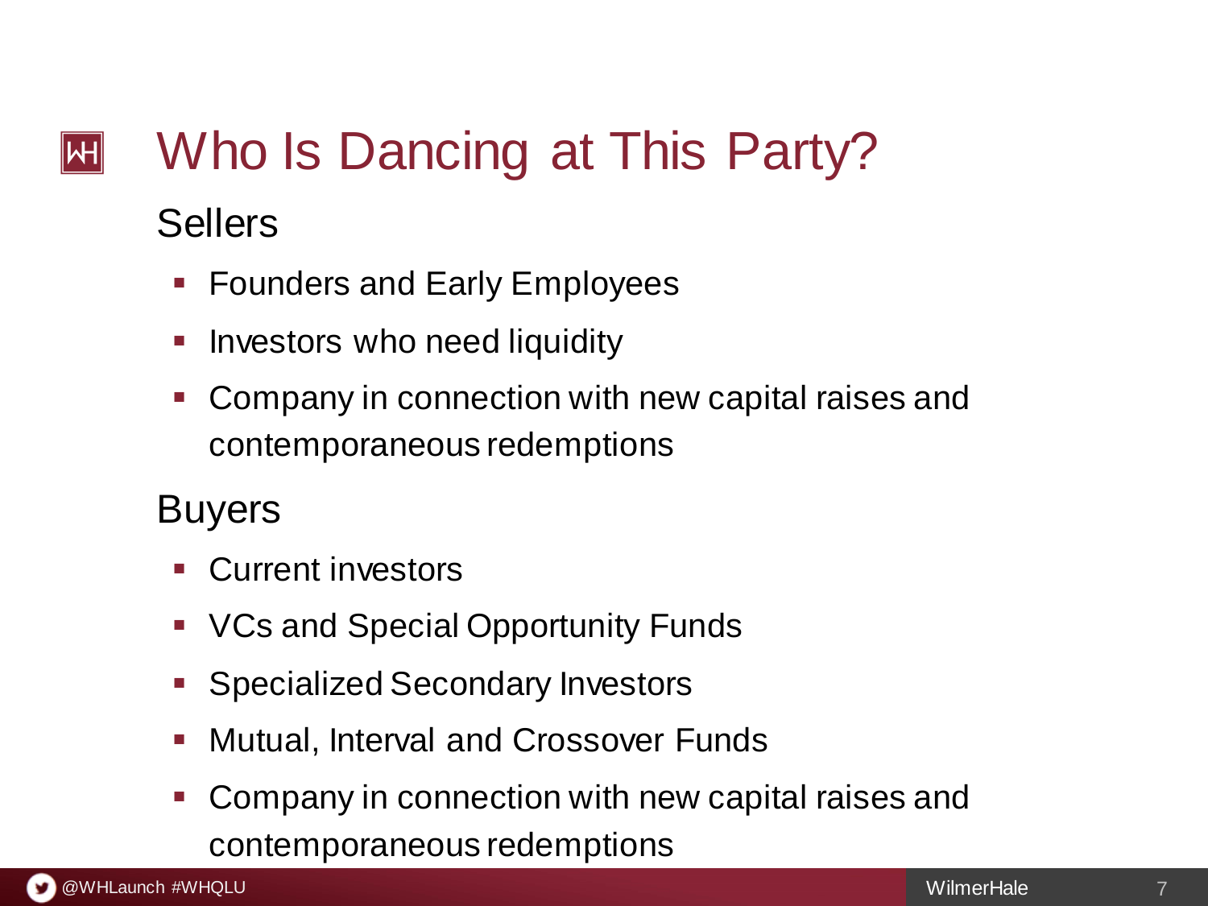# Who Is Dancing at This Party?

## Sellers

- Founders and Early Employees
- Investors who need liquidity
- Company in connection with new capital raises and contemporaneous redemptions

## Buyers

- Current investors
- VCs and Special Opportunity Funds
- Specialized Secondary Investors
- Mutual, Interval and Crossover Funds
- Company in connection with new capital raises and contemporaneous redemptions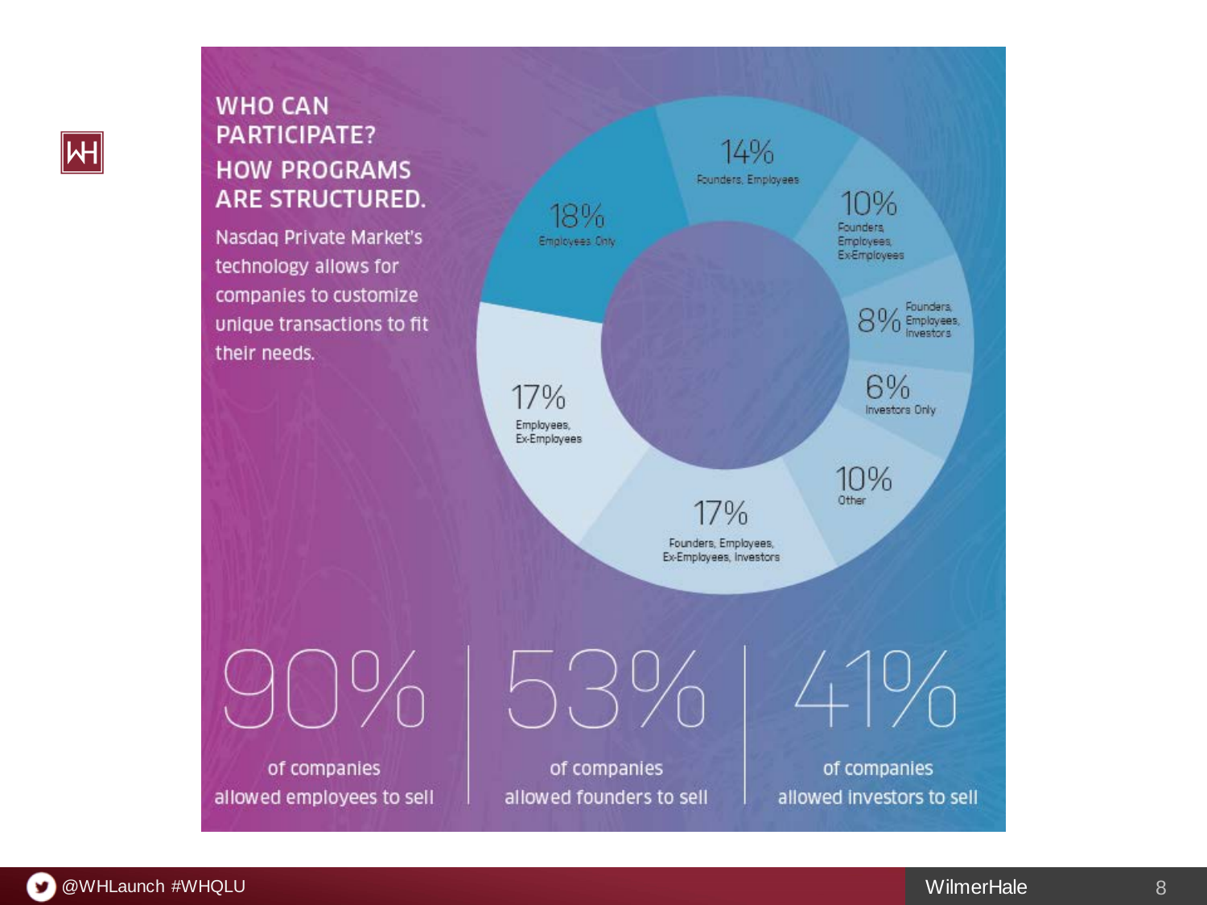# WHO CAN PARTICIPATE? HOW PROGRAMS ARE STRUCTURED.

Nasdaq Private Market's technology allows for companies to customize unique transactions to fit their needs.

| Participants | Percentage |
| --- | --- |
| Founders, Employees | 14% |
| Founders, Employees, Ex-Employees | 10% |
| Founders, Employees, Investors | 8% |
| Investors Only | 6% |
| Other | 10% |
| Founders, Employees, Ex-Employees, Investors | 17% |
| Employees, Ex-Employees | 17% |
| Employees Only | 18% |

**90%** of companies allowed employees to sell

**53%** of companies allowed founders to sell

**41%** of companies allowed investors to sell

@WHLaunch #WHQLU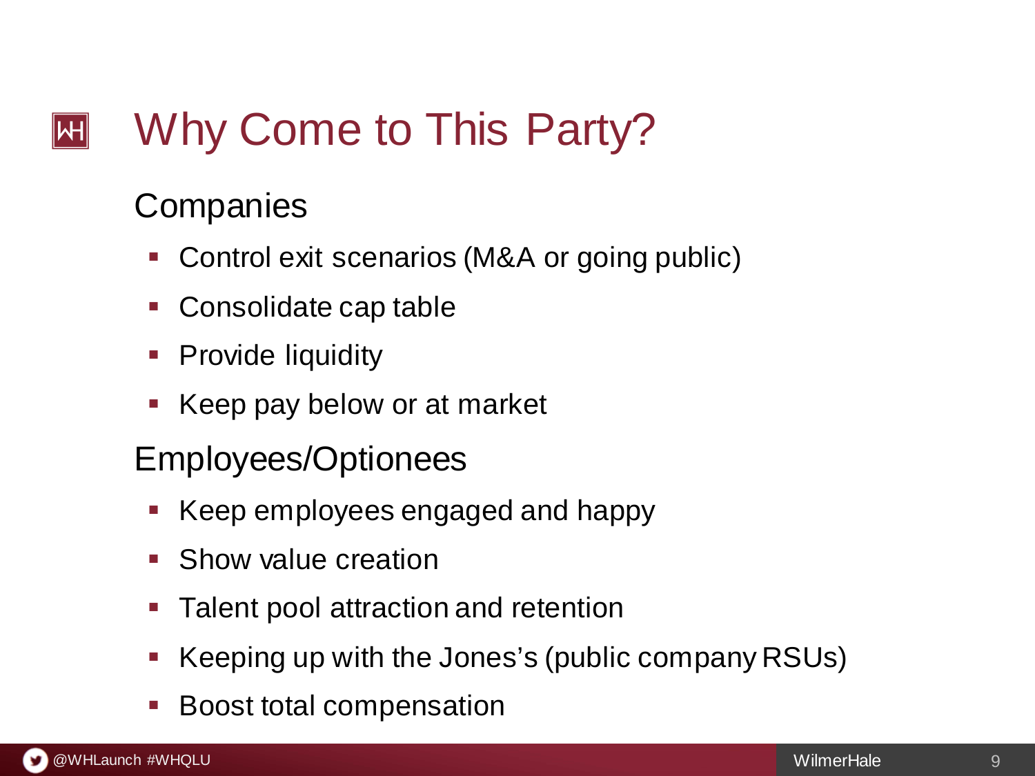# Why Come to This Party?

## Companies

- Control exit scenarios (M&A or going public)
- Consolidate cap table
- Provide liquidity
- Keep pay below or at market

## Employees/Optionees

- Keep employees engaged and happy
- Show value creation
- Talent pool attraction and retention
- Keeping up with the Jones's (public company RSUs)
- Boost total compensation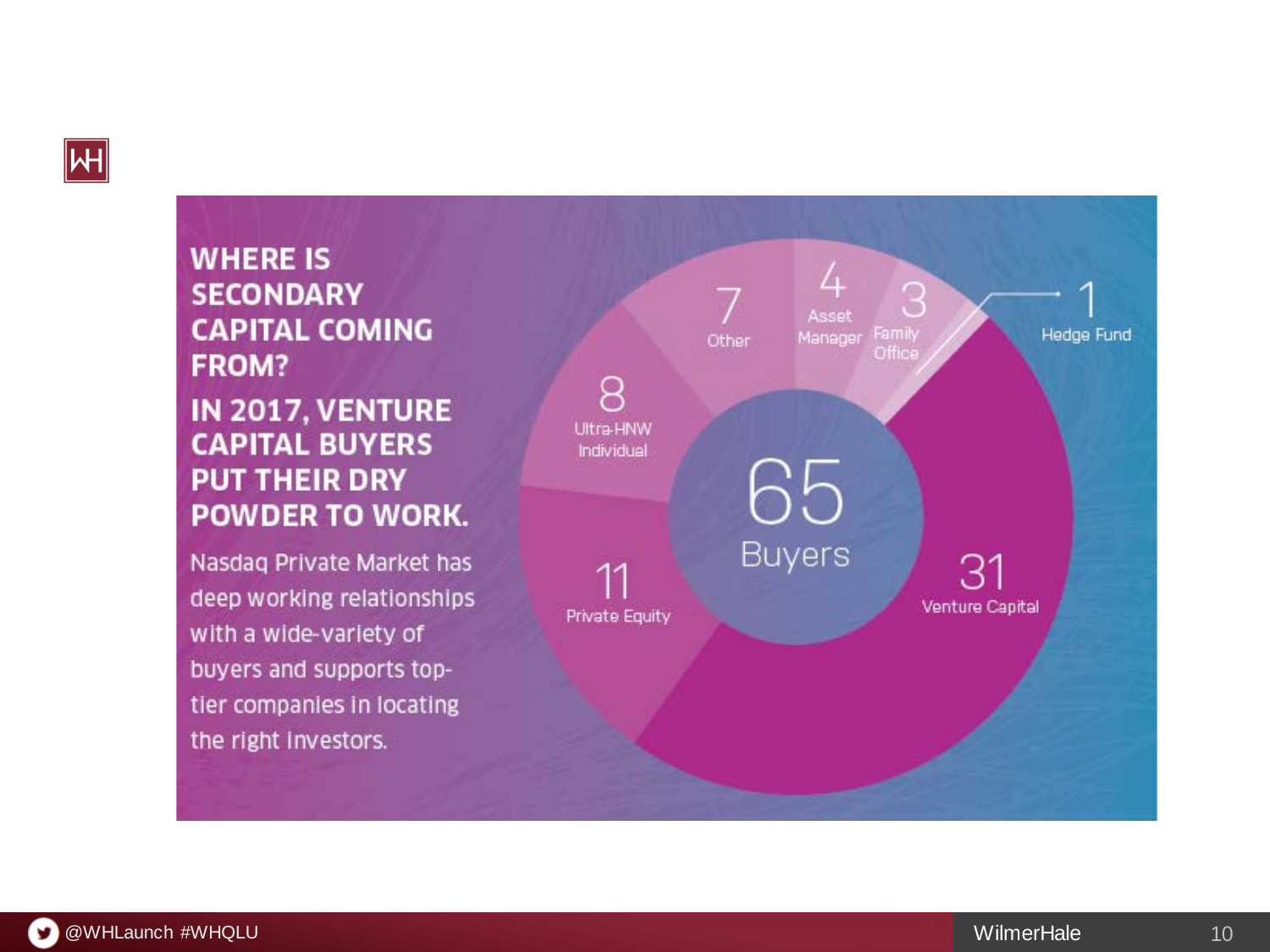## WHERE IS SECONDARY CAPITAL COMING FROM?

## IN 2017, VENTURE CAPITAL BUYERS PUT THEIR DRY POWDER TO WORK.

Nasdaq Private Market has deep working relationships with a wide-variety of buyers and supports top-tier companies in locating the right investors.

**65 Buyers**

| Buyer Type | Count |
| --- | --- |
| Venture Capital | 31 |
| Private Equity | 11 |
| Ultra-HNW Individual | 8 |
| Other | 7 |
| Asset Manager | 4 |
| Family Office | 3 |
| Hedge Fund | 1 |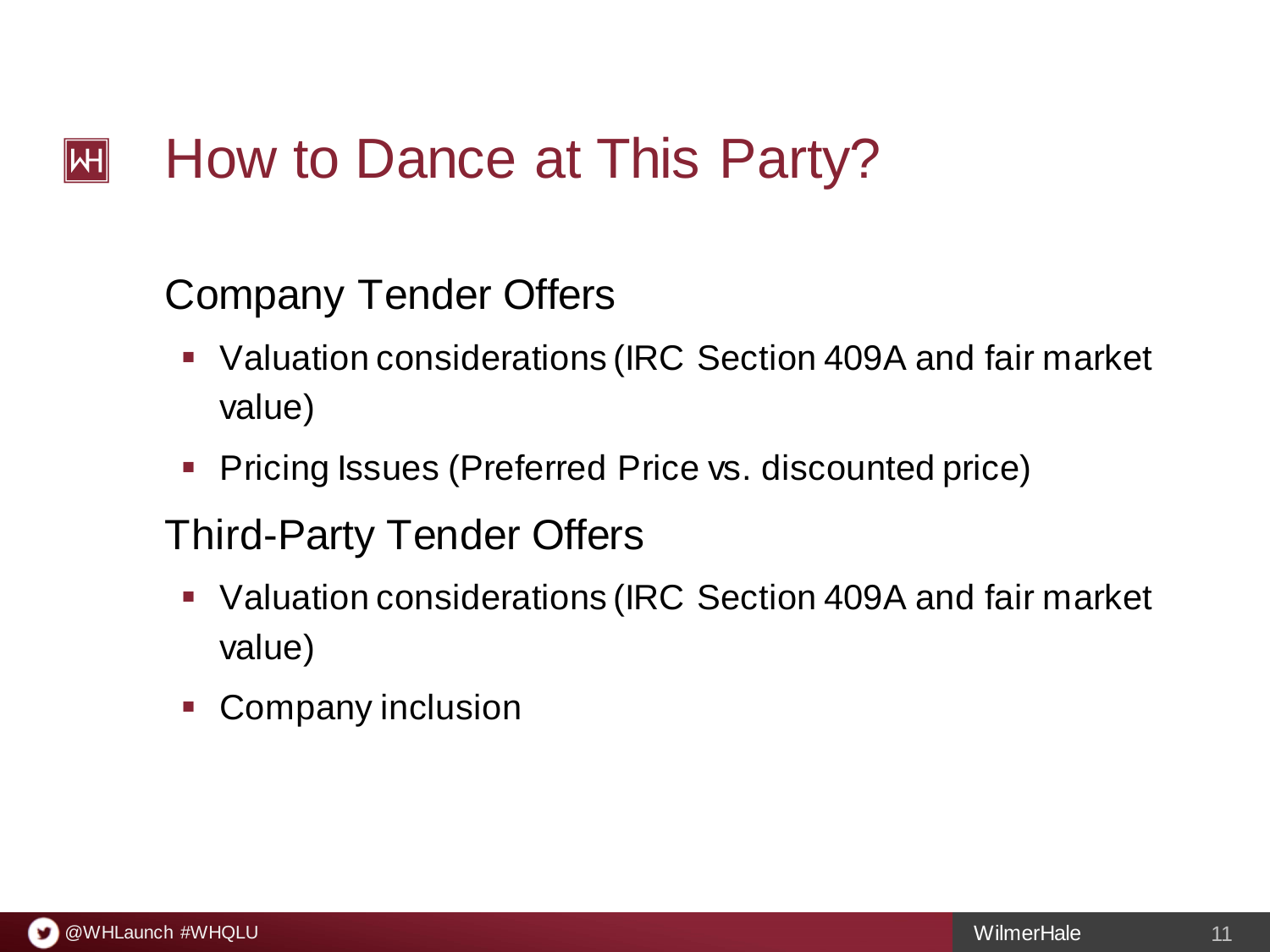# How to Dance at This Party?

## Company Tender Offers

- Valuation considerations (IRC Section 409A and fair market value)
- Pricing Issues (Preferred Price vs. discounted price)

## Third-Party Tender Offers

- Valuation considerations (IRC Section 409A and fair market value)
- Company inclusion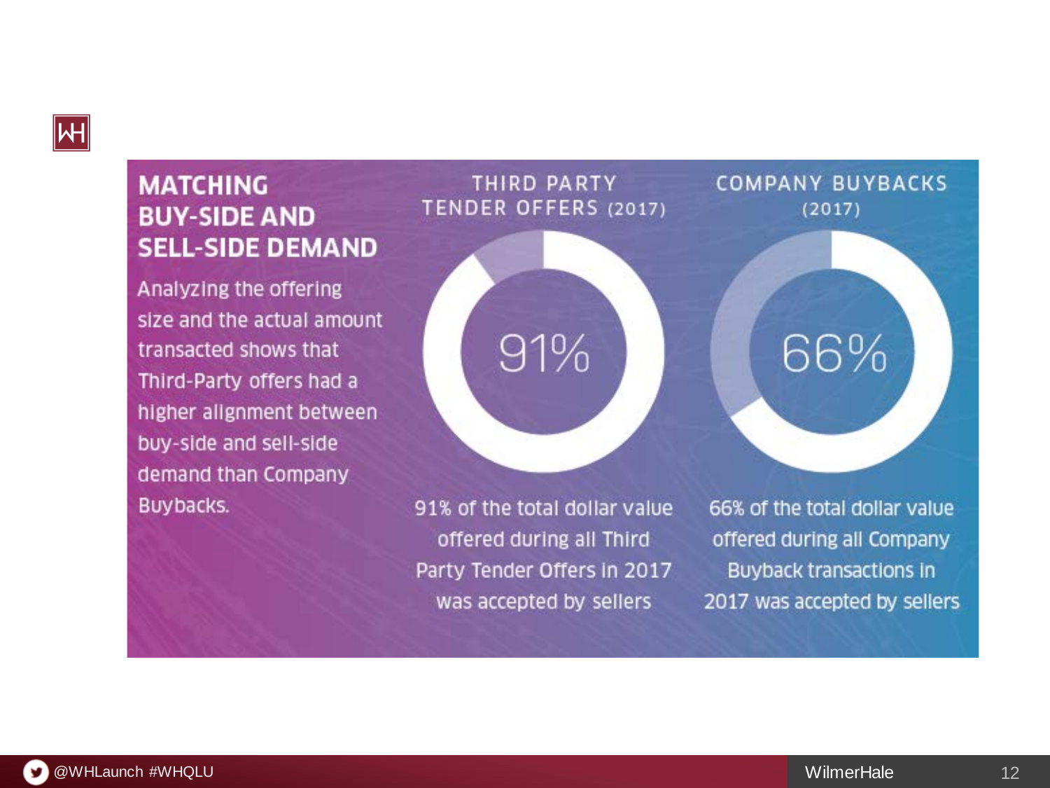## MATCHING BUY-SIDE AND SELL-SIDE DEMAND

Analyzing the offering size and the actual amount transacted shows that Third-Party offers had a higher alignment between buy-side and sell-side demand than Company Buybacks.

### THIRD PARTY TENDER OFFERS (2017)

91%

91% of the total dollar value offered during all Third Party Tender Offers in 2017 was accepted by sellers

### COMPANY BUYBACKS (2017)

66%

66% of the total dollar value offered during all Company Buyback transactions in 2017 was accepted by sellers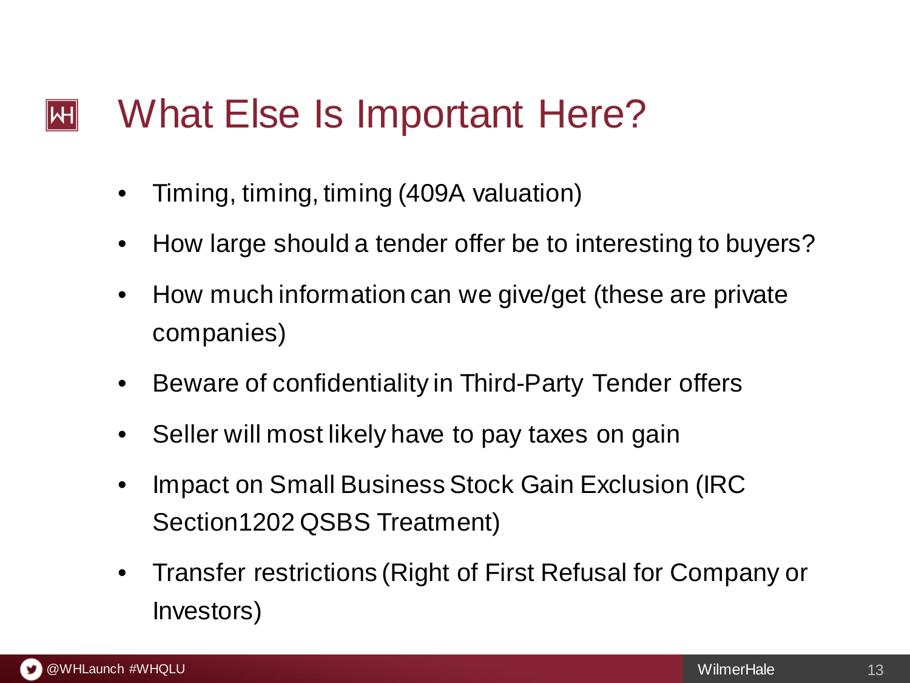# What Else Is Important Here?

- Timing, timing, timing (409A valuation)
- How large should a tender offer be to interesting to buyers?
- How much information can we give/get (these are private companies)
- Beware of confidentiality in Third-Party Tender offers
- Seller will most likely have to pay taxes on gain
- Impact on Small Business Stock Gain Exclusion (IRC Section1202 QSBS Treatment)
- Transfer restrictions (Right of First Refusal for Company or Investors)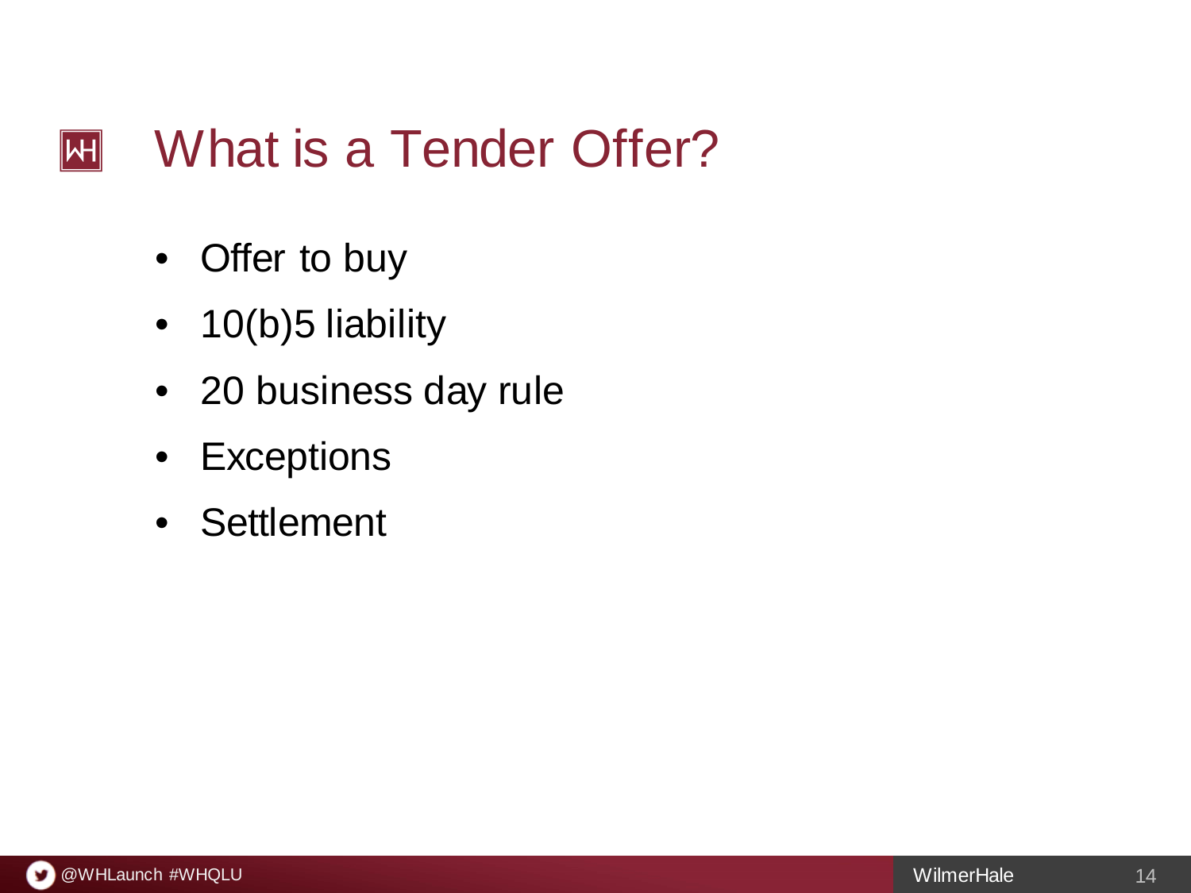# What is a Tender Offer?

- Offer to buy
- 10(b)5 liability
- 20 business day rule
- Exceptions
- Settlement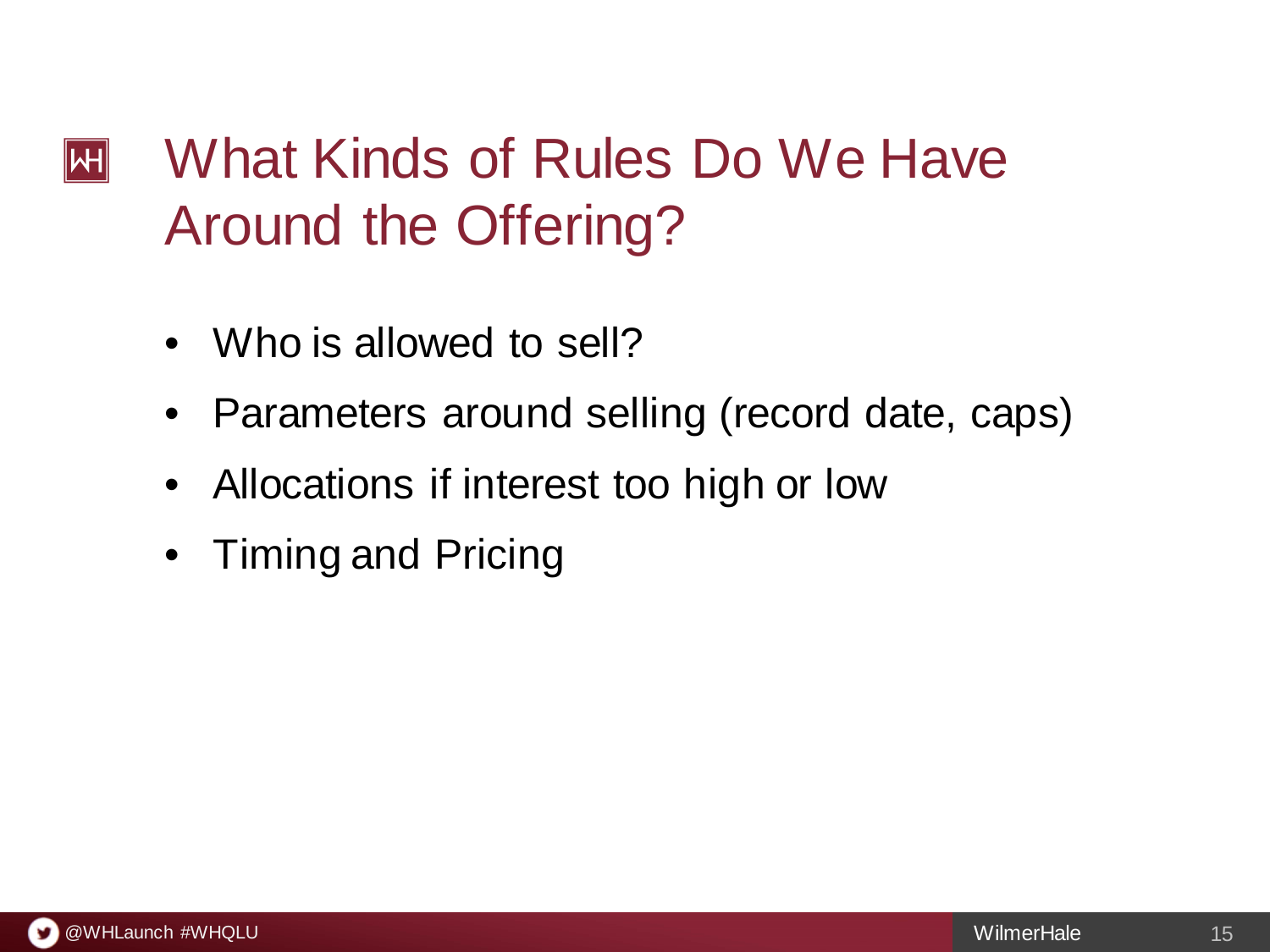# What Kinds of Rules Do We Have Around the Offering?

- Who is allowed to sell?
- Parameters around selling (record date, caps)
- Allocations if interest too high or low
- Timing and Pricing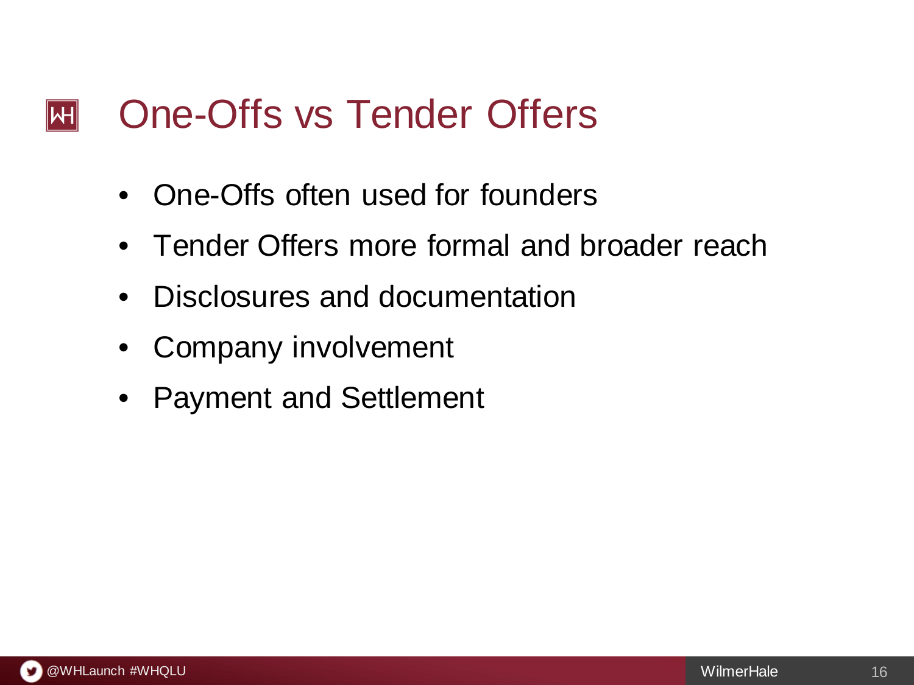# One-Offs vs Tender Offers

- One-Offs often used for founders
- Tender Offers more formal and broader reach
- Disclosures and documentation
- Company involvement
- Payment and Settlement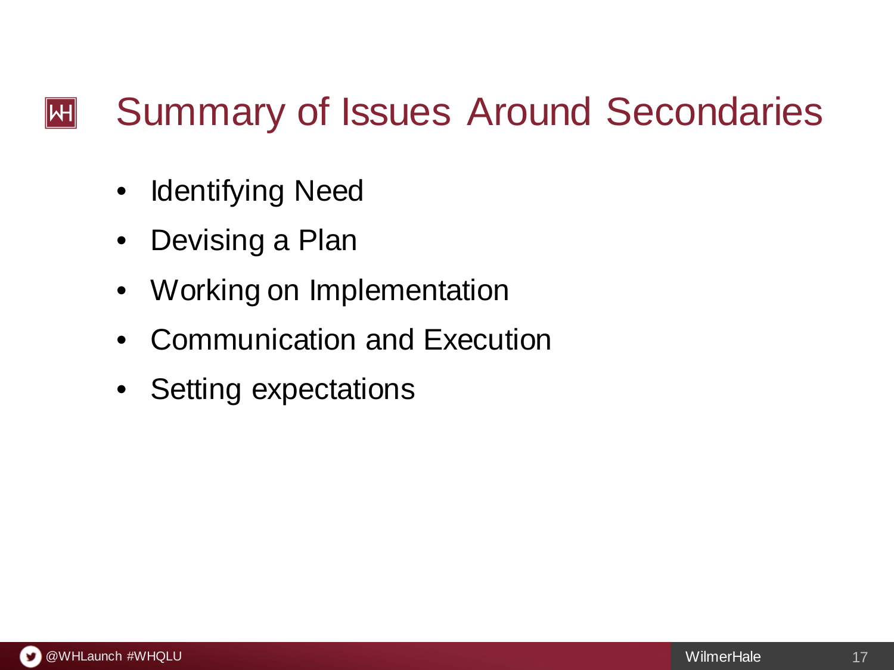# Summary of Issues Around Secondaries

- Identifying Need
- Devising a Plan
- Working on Implementation
- Communication and Execution
- Setting expectations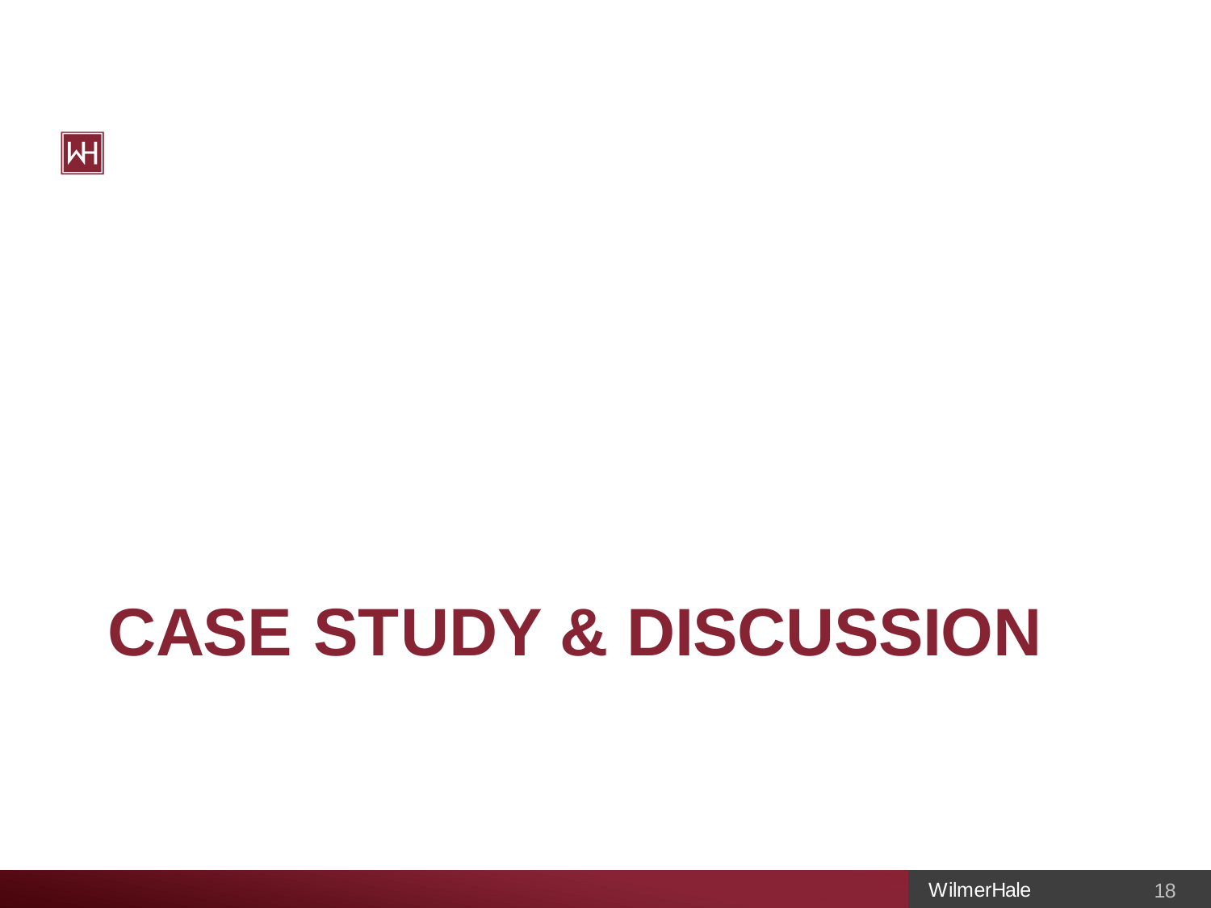# CASE STUDY & DISCUSSION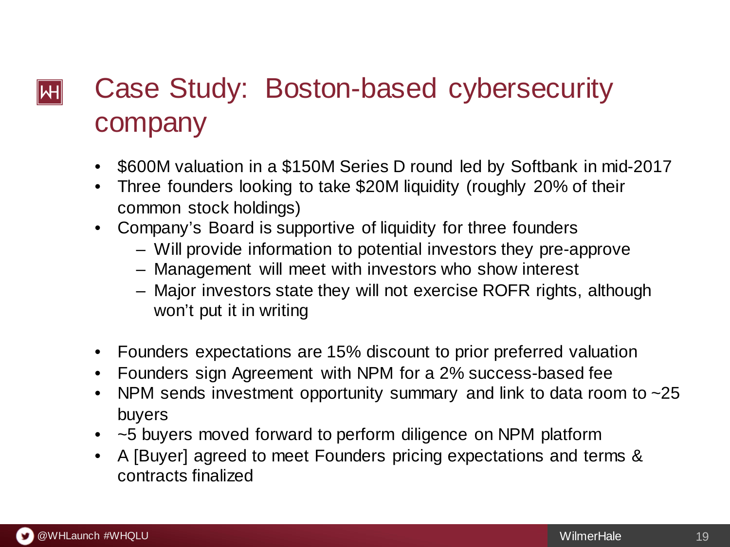# Case Study: Boston-based cybersecurity company

- $600M valuation in a $150M Series D round led by Softbank in mid-2017
- Three founders looking to take $20M liquidity (roughly 20% of their common stock holdings)
- Company's Board is supportive of liquidity for three founders
  - Will provide information to potential investors they pre-approve
  - Management will meet with investors who show interest
  - Major investors state they will not exercise ROFR rights, although won't put it in writing
- Founders expectations are 15% discount to prior preferred valuation
- Founders sign Agreement with NPM for a 2% success-based fee
- NPM sends investment opportunity summary and link to data room to ~25 buyers
- ~5 buyers moved forward to perform diligence on NPM platform
- A [Buyer] agreed to meet Founders pricing expectations and terms & contracts finalized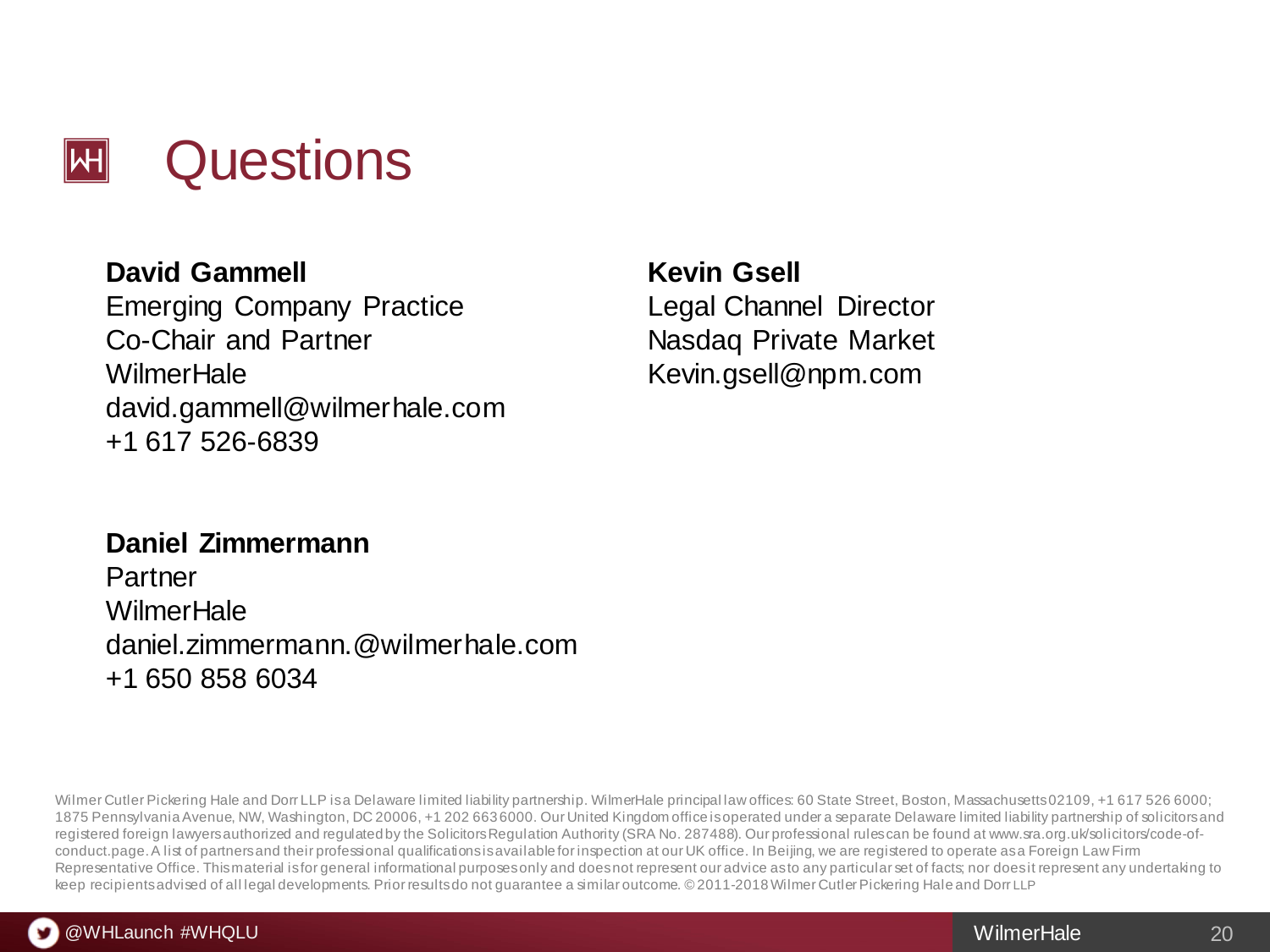# Questions

**David Gammell**
Emerging Company Practice
Co-Chair and Partner
WilmerHale
david.gammell@wilmerhale.com
+1 617 526-6839

**Kevin Gsell**
Legal Channel Director
Nasdaq Private Market
Kevin.gsell@npm.com

**Daniel Zimmermann**
Partner
WilmerHale
daniel.zimmermann.@wilmerhale.com
+1 650 858 6034

Wilmer Cutler Pickering Hale and Dorr LLP is a Delaware limited liability partnership. WilmerHale principal law offices: 60 State Street, Boston, Massachusetts 02109, +1 617 526 6000; 1875 Pennsylvania Avenue, NW, Washington, DC 20006, +1 202 663 6000. Our United Kingdom office is operated under a separate Delaware limited liability partnership of solicitors and registered foreign lawyers authorized and regulated by the Solicitors Regulation Authority (SRA No. 287488). Our professional rules can be found at www.sra.org.uk/solicitors/code-of-conduct.page. A list of partners and their professional qualifications is available for inspection at our UK office. In Beijing, we are registered to operate as a Foreign Law Firm Representative Office. This material is for general informational purposes only and does not represent our advice as to any particular set of facts; nor does it represent any undertaking to keep recipients advised of all legal developments. Prior results do not guarantee a similar outcome. © 2011-2018 Wilmer Cutler Pickering Hale and Dorr LLP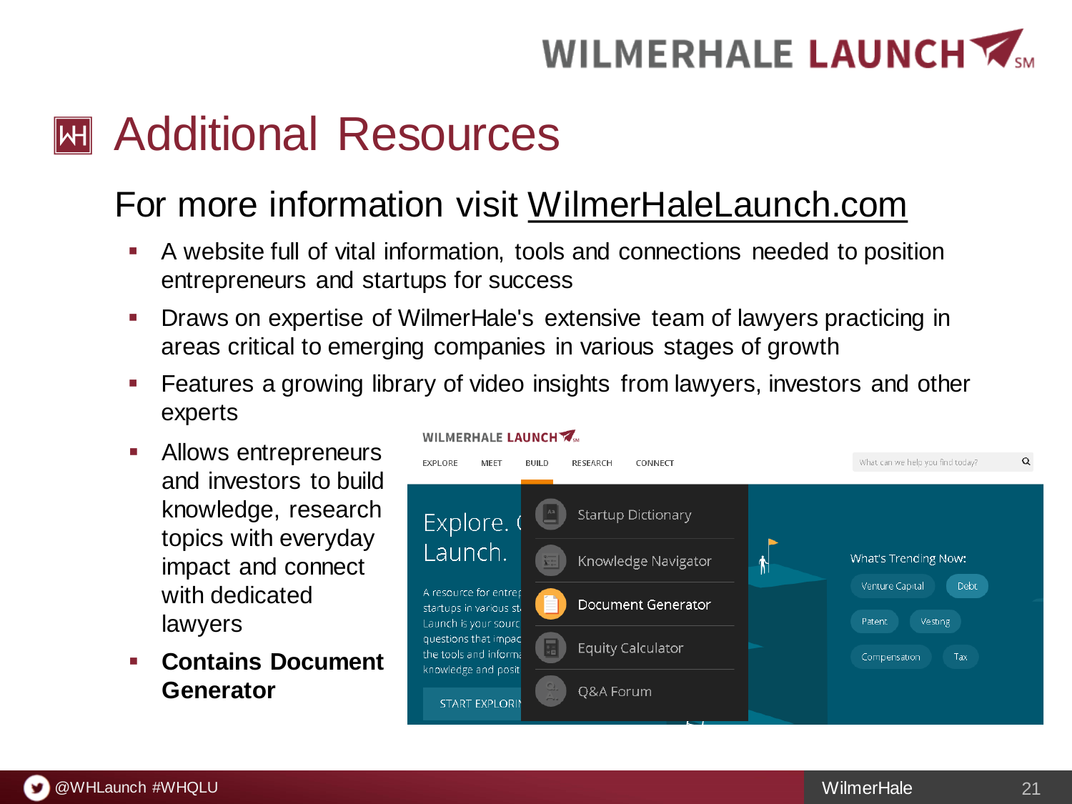# Additional Resources

## For more information visit WilmerHaleLaunch.com

- A website full of vital information, tools and connections needed to position entrepreneurs and startups for success
- Draws on expertise of WilmerHale's extensive team of lawyers practicing in areas critical to emerging companies in various stages of growth
- Features a growing library of video insights from lawyers, investors and other experts
- Allows entrepreneurs and investors to build knowledge, research topics with everyday impact and connect with dedicated lawyers
- **Contains Document Generator**

WILMERHALE LAUNCH

EXPLORE MEET BUILD RESEARCH CONNECT

What can we help you find today?

Explore. ( Launch.

A resource for entrep startups in various st Launch is your sourc questions that impac the tools and informa knowledge and posit

START EXPLORI

Startup Dictionary

Knowledge Navigator

Document Generator

Equity Calculator

Q&A Forum

What's Trending Now:

Venture Capital Debt Patent Vesting Compensation Tax

@WHLaunch #WHQLU